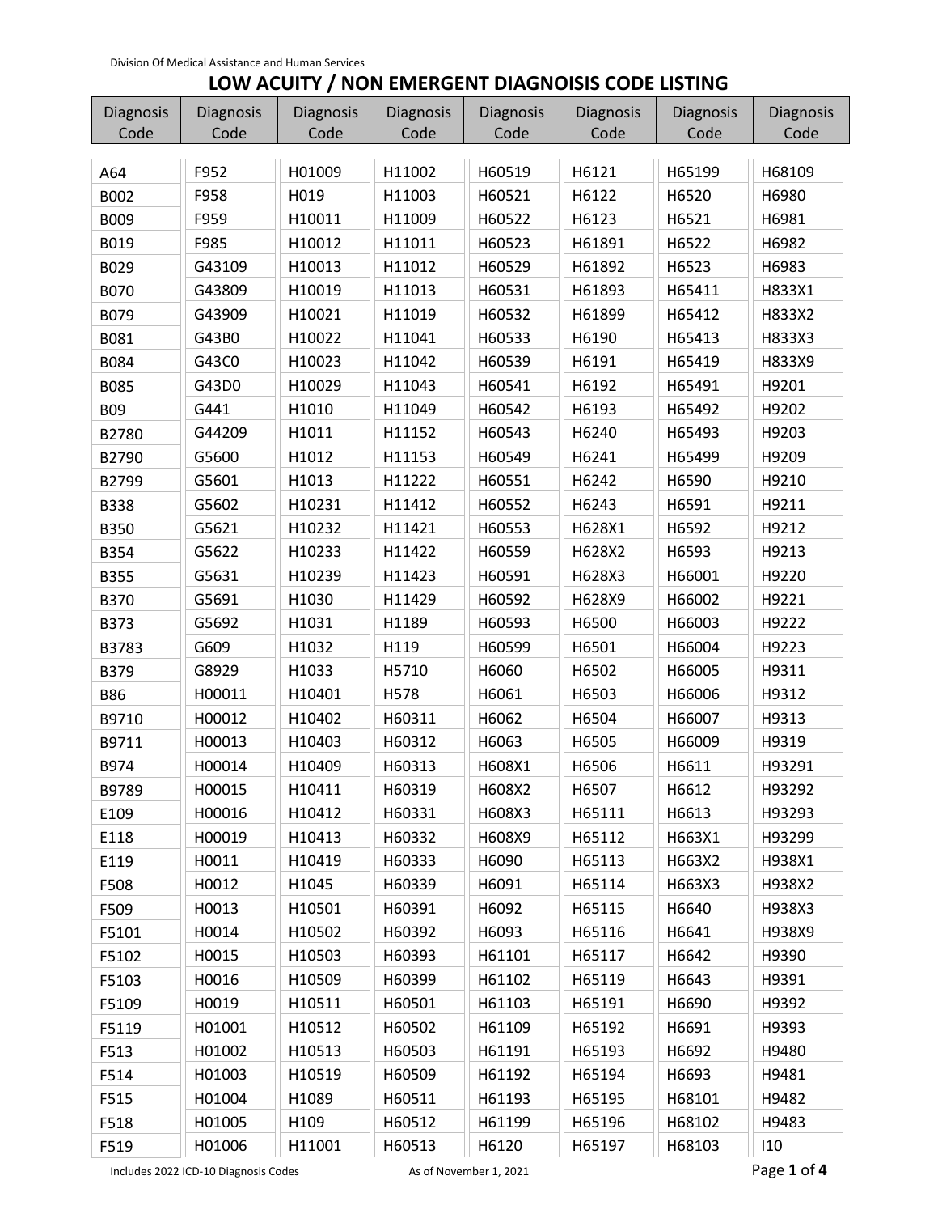Division Of Medical Assistance and Human Services

# LOW ACUITY / NON EMERGENT DIAGNOISIS CODE LISTING

| Diagnosis Code | Diagnosis Code | Diagnosis Code | Diagnosis Code | Diagnosis Code | Diagnosis Code | Diagnosis Code | Diagnosis Code |
|---|---|---|---|---|---|---|---|
| A64 | F952 | H01009 | H11002 | H60519 | H6121 | H65199 | H68109 |
| B002 | F958 | H019 | H11003 | H60521 | H6122 | H6520 | H6980 |
| B009 | F959 | H10011 | H11009 | H60522 | H6123 | H6521 | H6981 |
| B019 | F985 | H10012 | H11011 | H60523 | H61891 | H6522 | H6982 |
| B029 | G43109 | H10013 | H11012 | H60529 | H61892 | H6523 | H6983 |
| B070 | G43809 | H10019 | H11013 | H60531 | H61893 | H65411 | H833X1 |
| B079 | G43909 | H10021 | H11019 | H60532 | H61899 | H65412 | H833X2 |
| B081 | G43B0 | H10022 | H11041 | H60533 | H6190 | H65413 | H833X3 |
| B084 | G43C0 | H10023 | H11042 | H60539 | H6191 | H65419 | H833X9 |
| B085 | G43D0 | H10029 | H11043 | H60541 | H6192 | H65491 | H9201 |
| B09 | G441 | H1010 | H11049 | H60542 | H6193 | H65492 | H9202 |
| B2780 | G44209 | H1011 | H11152 | H60543 | H6240 | H65493 | H9203 |
| B2790 | G5600 | H1012 | H11153 | H60549 | H6241 | H65499 | H9209 |
| B2799 | G5601 | H1013 | H11222 | H60551 | H6242 | H6590 | H9210 |
| B338 | G5602 | H10231 | H11412 | H60552 | H6243 | H6591 | H9211 |
| B350 | G5621 | H10232 | H11421 | H60553 | H628X1 | H6592 | H9212 |
| B354 | G5622 | H10233 | H11422 | H60559 | H628X2 | H6593 | H9213 |
| B355 | G5631 | H10239 | H11423 | H60591 | H628X3 | H66001 | H9220 |
| B370 | G5691 | H1030 | H11429 | H60592 | H628X9 | H66002 | H9221 |
| B373 | G5692 | H1031 | H1189 | H60593 | H6500 | H66003 | H9222 |
| B3783 | G609 | H1032 | H119 | H60599 | H6501 | H66004 | H9223 |
| B379 | G8929 | H1033 | H5710 | H6060 | H6502 | H66005 | H9311 |
| B86 | H00011 | H10401 | H578 | H6061 | H6503 | H66006 | H9312 |
| B9710 | H00012 | H10402 | H60311 | H6062 | H6504 | H66007 | H9313 |
| B9711 | H00013 | H10403 | H60312 | H6063 | H6505 | H66009 | H9319 |
| B974 | H00014 | H10409 | H60313 | H608X1 | H6506 | H6611 | H93291 |
| B9789 | H00015 | H10411 | H60319 | H608X2 | H6507 | H6612 | H93292 |
| E109 | H00016 | H10412 | H60331 | H608X3 | H65111 | H6613 | H93293 |
| E118 | H00019 | H10413 | H60332 | H608X9 | H65112 | H663X1 | H93299 |
| E119 | H0011 | H10419 | H60333 | H6090 | H65113 | H663X2 | H938X1 |
| F508 | H0012 | H1045 | H60339 | H6091 | H65114 | H663X3 | H938X2 |
| F509 | H0013 | H10501 | H60391 | H6092 | H65115 | H6640 | H938X3 |
| F5101 | H0014 | H10502 | H60392 | H6093 | H65116 | H6641 | H938X9 |
| F5102 | H0015 | H10503 | H60393 | H61101 | H65117 | H6642 | H9390 |
| F5103 | H0016 | H10509 | H60399 | H61102 | H65119 | H6643 | H9391 |
| F5109 | H0019 | H10511 | H60501 | H61103 | H65191 | H6690 | H9392 |
| F5119 | H01001 | H10512 | H60502 | H61109 | H65192 | H6691 | H9393 |
| F513 | H01002 | H10513 | H60503 | H61191 | H65193 | H6692 | H9480 |
| F514 | H01003 | H10519 | H60509 | H61192 | H65194 | H6693 | H9481 |
| F515 | H01004 | H1089 | H60511 | H61193 | H65195 | H68101 | H9482 |
| F518 | H01005 | H109 | H60512 | H61199 | H65196 | H68102 | H9483 |
| F519 | H01006 | H11001 | H60513 | H6120 | H65197 | H68103 | I10 |

Includes 2022 ICD-10 Diagnosis Codes

As of November 1, 2021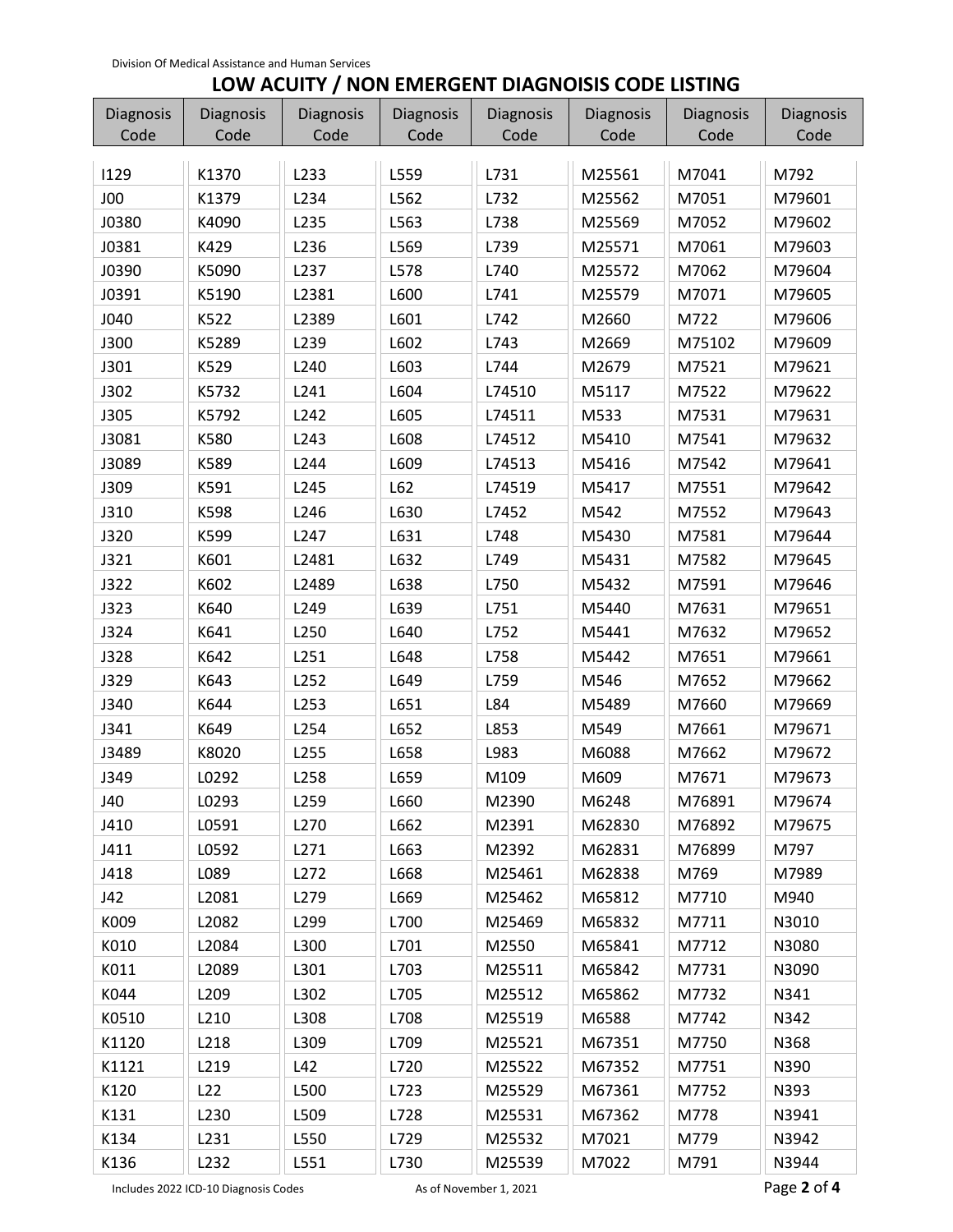Division Of Medical Assistance and Human Services

# LOW ACUITY / NON EMERGENT DIAGNOISIS CODE LISTING

| Diagnosis Code | Diagnosis Code | Diagnosis Code | Diagnosis Code | Diagnosis Code | Diagnosis Code | Diagnosis Code | Diagnosis Code |
|---|---|---|---|---|---|---|---|
| I129 | K1370 | L233 | L559 | L731 | M25561 | M7041 | M792 |
| J00 | K1379 | L234 | L562 | L732 | M25562 | M7051 | M79601 |
| J0380 | K4090 | L235 | L563 | L738 | M25569 | M7052 | M79602 |
| J0381 | K429 | L236 | L569 | L739 | M25571 | M7061 | M79603 |
| J0390 | K5090 | L237 | L578 | L740 | M25572 | M7062 | M79604 |
| J0391 | K5190 | L2381 | L600 | L741 | M25579 | M7071 | M79605 |
| J040 | K522 | L2389 | L601 | L742 | M2660 | M722 | M79606 |
| J300 | K5289 | L239 | L602 | L743 | M2669 | M75102 | M79609 |
| J301 | K529 | L240 | L603 | L744 | M2679 | M7521 | M79621 |
| J302 | K5732 | L241 | L604 | L74510 | M5117 | M7522 | M79622 |
| J305 | K5792 | L242 | L605 | L74511 | M533 | M7531 | M79631 |
| J3081 | K580 | L243 | L608 | L74512 | M5410 | M7541 | M79632 |
| J3089 | K589 | L244 | L609 | L74513 | M5416 | M7542 | M79641 |
| J309 | K591 | L245 | L62 | L74519 | M5417 | M7551 | M79642 |
| J310 | K598 | L246 | L630 | L7452 | M542 | M7552 | M79643 |
| J320 | K599 | L247 | L631 | L748 | M5430 | M7581 | M79644 |
| J321 | K601 | L2481 | L632 | L749 | M5431 | M7582 | M79645 |
| J322 | K602 | L2489 | L638 | L750 | M5432 | M7591 | M79646 |
| J323 | K640 | L249 | L639 | L751 | M5440 | M7631 | M79651 |
| J324 | K641 | L250 | L640 | L752 | M5441 | M7632 | M79652 |
| J328 | K642 | L251 | L648 | L758 | M5442 | M7651 | M79661 |
| J329 | K643 | L252 | L649 | L759 | M546 | M7652 | M79662 |
| J340 | K644 | L253 | L651 | L84 | M5489 | M7660 | M79669 |
| J341 | K649 | L254 | L652 | L853 | M549 | M7661 | M79671 |
| J3489 | K8020 | L255 | L658 | L983 | M6088 | M7662 | M79672 |
| J349 | L0292 | L258 | L659 | M109 | M609 | M7671 | M79673 |
| J40 | L0293 | L259 | L660 | M2390 | M6248 | M76891 | M79674 |
| J410 | L0591 | L270 | L662 | M2391 | M62830 | M76892 | M79675 |
| J411 | L0592 | L271 | L663 | M2392 | M62831 | M76899 | M797 |
| J418 | L089 | L272 | L668 | M25461 | M62838 | M769 | M7989 |
| J42 | L2081 | L279 | L669 | M25462 | M65812 | M7710 | M940 |
| K009 | L2082 | L299 | L700 | M25469 | M65832 | M7711 | N3010 |
| K010 | L2084 | L300 | L701 | M2550 | M65841 | M7712 | N3080 |
| K011 | L2089 | L301 | L703 | M25511 | M65842 | M7731 | N3090 |
| K044 | L209 | L302 | L705 | M25512 | M65862 | M7732 | N341 |
| K0510 | L210 | L308 | L708 | M25519 | M6588 | M7742 | N342 |
| K1120 | L218 | L309 | L709 | M25521 | M67351 | M7750 | N368 |
| K1121 | L219 | L42 | L720 | M25522 | M67352 | M7751 | N390 |
| K120 | L22 | L500 | L723 | M25529 | M67361 | M7752 | N393 |
| K131 | L230 | L509 | L728 | M25531 | M67362 | M778 | N3941 |
| K134 | L231 | L550 | L729 | M25532 | M7021 | M779 | N3942 |
| K136 | L232 | L551 | L730 | M25539 | M7022 | M791 | N3944 |

Includes 2022 ICD-10 Diagnosis Codes — As of November 1, 2021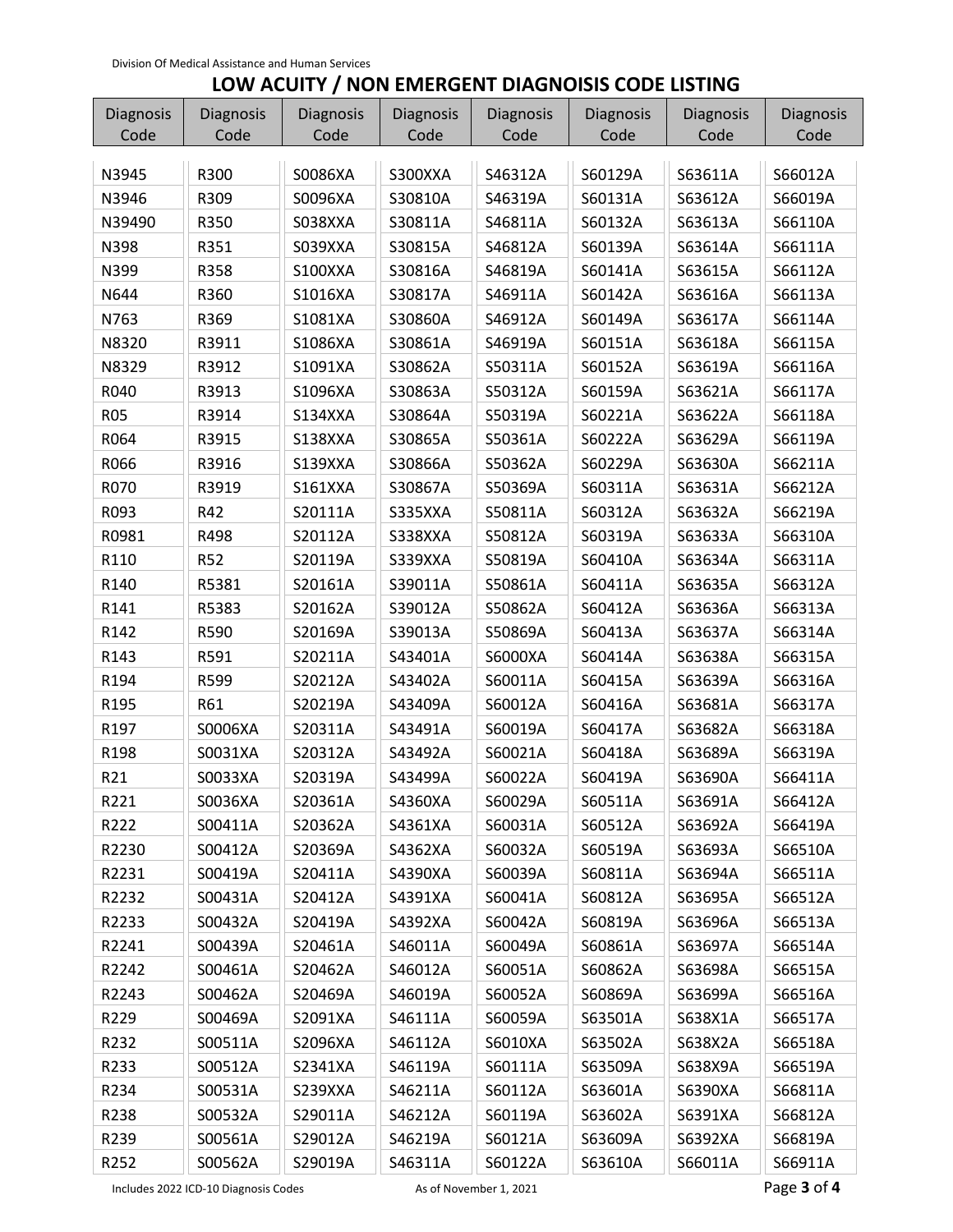## LOW ACUITY / NON EMERGENT DIAGNOISIS CODE LISTING

| Diagnosis Code | Diagnosis Code | Diagnosis Code | Diagnosis Code | Diagnosis Code | Diagnosis Code | Diagnosis Code | Diagnosis Code |
|---|---|---|---|---|---|---|---|
| N3945 | R300 | S0086XA | S300XXA | S46312A | S60129A | S63611A | S66012A |
| N3946 | R309 | S0096XA | S30810A | S46319A | S60131A | S63612A | S66019A |
| N39490 | R350 | S038XXA | S30811A | S46811A | S60132A | S63613A | S66110A |
| N398 | R351 | S039XXA | S30815A | S46812A | S60139A | S63614A | S66111A |
| N399 | R358 | S100XXA | S30816A | S46819A | S60141A | S63615A | S66112A |
| N644 | R360 | S1016XA | S30817A | S46911A | S60142A | S63616A | S66113A |
| N763 | R369 | S1081XA | S30860A | S46912A | S60149A | S63617A | S66114A |
| N8320 | R3911 | S1086XA | S30861A | S46919A | S60151A | S63618A | S66115A |
| N8329 | R3912 | S1091XA | S30862A | S50311A | S60152A | S63619A | S66116A |
| R040 | R3913 | S1096XA | S30863A | S50312A | S60159A | S63621A | S66117A |
| R05 | R3914 | S134XXA | S30864A | S50319A | S60221A | S63622A | S66118A |
| R064 | R3915 | S138XXA | S30865A | S50361A | S60222A | S63629A | S66119A |
| R066 | R3916 | S139XXA | S30866A | S50362A | S60229A | S63630A | S66211A |
| R070 | R3919 | S161XXA | S30867A | S50369A | S60311A | S63631A | S66212A |
| R093 | R42 | S20111A | S335XXA | S50811A | S60312A | S63632A | S66219A |
| R0981 | R498 | S20112A | S338XXA | S50812A | S60319A | S63633A | S66310A |
| R110 | R52 | S20119A | S339XXA | S50819A | S60410A | S63634A | S66311A |
| R140 | R5381 | S20161A | S39011A | S50861A | S60411A | S63635A | S66312A |
| R141 | R5383 | S20162A | S39012A | S50862A | S60412A | S63636A | S66313A |
| R142 | R590 | S20169A | S39013A | S50869A | S60413A | S63637A | S66314A |
| R143 | R591 | S20211A | S43401A | S6000XA | S60414A | S63638A | S66315A |
| R194 | R599 | S20212A | S43402A | S60011A | S60415A | S63639A | S66316A |
| R195 | R61 | S20219A | S43409A | S60012A | S60416A | S63681A | S66317A |
| R197 | S0006XA | S20311A | S43491A | S60019A | S60417A | S63682A | S66318A |
| R198 | S0031XA | S20312A | S43492A | S60021A | S60418A | S63689A | S66319A |
| R21 | S0033XA | S20319A | S43499A | S60022A | S60419A | S63690A | S66411A |
| R221 | S0036XA | S20361A | S4360XA | S60029A | S60511A | S63691A | S66412A |
| R222 | S00411A | S20362A | S4361XA | S60031A | S60512A | S63692A | S66419A |
| R2230 | S00412A | S20369A | S4362XA | S60032A | S60519A | S63693A | S66510A |
| R2231 | S00419A | S20411A | S4390XA | S60039A | S60811A | S63694A | S66511A |
| R2232 | S00431A | S20412A | S4391XA | S60041A | S60812A | S63695A | S66512A |
| R2233 | S00432A | S20419A | S4392XA | S60042A | S60819A | S63696A | S66513A |
| R2241 | S00439A | S20461A | S46011A | S60049A | S60861A | S63697A | S66514A |
| R2242 | S00461A | S20462A | S46012A | S60051A | S60862A | S63698A | S66515A |
| R2243 | S00462A | S20469A | S46019A | S60052A | S60869A | S63699A | S66516A |
| R229 | S00469A | S2091XA | S46111A | S60059A | S63501A | S638X1A | S66517A |
| R232 | S00511A | S2096XA | S46112A | S6010XA | S63502A | S638X2A | S66518A |
| R233 | S00512A | S2341XA | S46119A | S60111A | S63509A | S638X9A | S66519A |
| R234 | S00531A | S239XXA | S46211A | S60112A | S63601A | S6390XA | S66811A |
| R238 | S00532A | S29011A | S46212A | S60119A | S63602A | S6391XA | S66812A |
| R239 | S00561A | S29012A | S46219A | S60121A | S63609A | S6392XA | S66819A |
| R252 | S00562A | S29019A | S46311A | S60122A | S63610A | S66011A | S66911A |

Includes 2022 ICD-10 Diagnosis Codes — As of November 1, 2021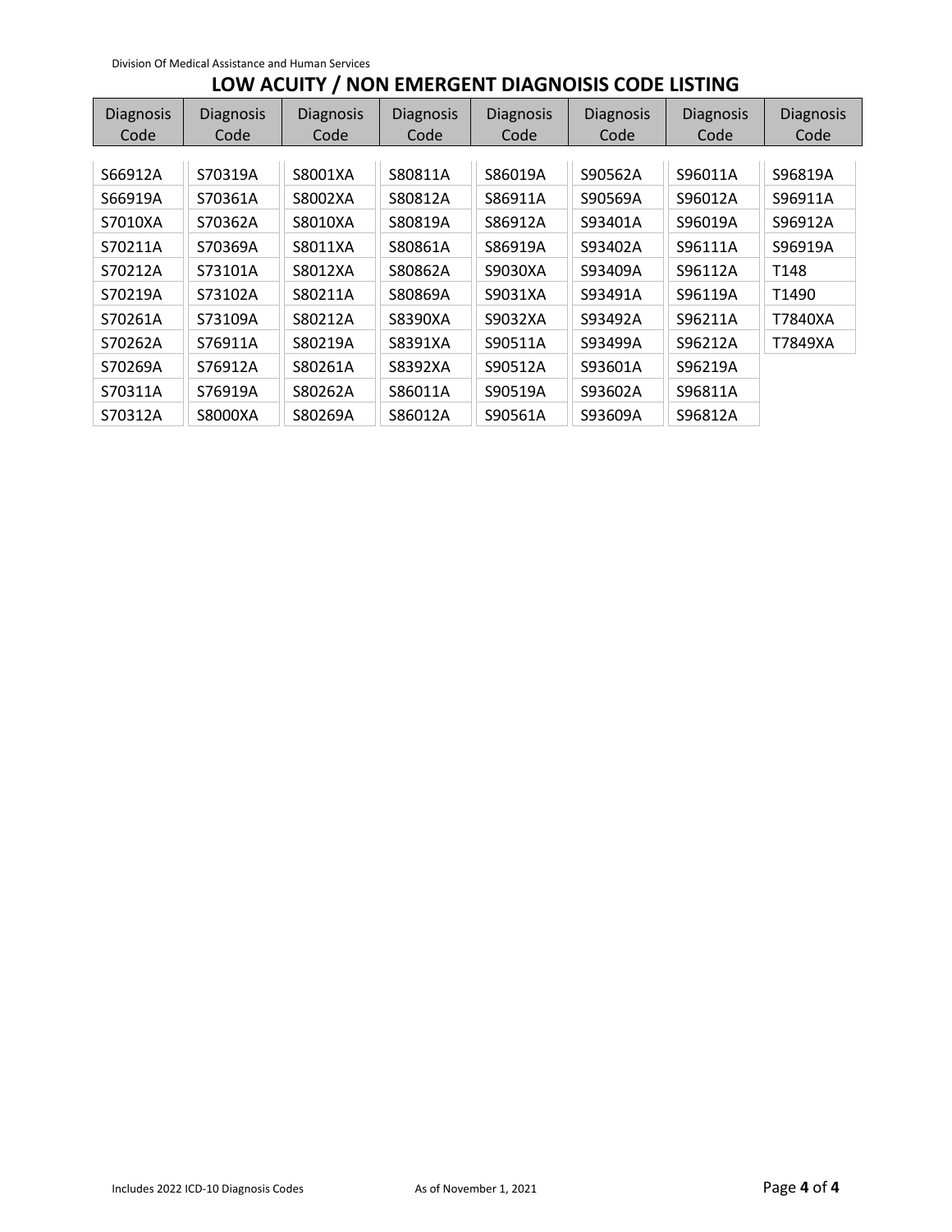Division Of Medical Assistance and Human Services

# LOW ACUITY / NON EMERGENT DIAGNOISIS CODE LISTING

| Diagnosis Code | Diagnosis Code | Diagnosis Code | Diagnosis Code | Diagnosis Code | Diagnosis Code | Diagnosis Code | Diagnosis Code |
|---|---|---|---|---|---|---|---|
| S66912A | S70319A | S8001XA | S80811A | S86019A | S90562A | S96011A | S96819A |
| S66919A | S70361A | S8002XA | S80812A | S86911A | S90569A | S96012A | S96911A |
| S7010XA | S70362A | S8010XA | S80819A | S86912A | S93401A | S96019A | S96912A |
| S70211A | S70369A | S8011XA | S80861A | S86919A | S93402A | S96111A | S96919A |
| S70212A | S73101A | S8012XA | S80862A | S9030XA | S93409A | S96112A | T148 |
| S70219A | S73102A | S80211A | S80869A | S9031XA | S93491A | S96119A | T1490 |
| S70261A | S73109A | S80212A | S8390XA | S9032XA | S93492A | S96211A | T7840XA |
| S70262A | S76911A | S80219A | S8391XA | S90511A | S93499A | S96212A | T7849XA |
| S70269A | S76912A | S80261A | S8392XA | S90512A | S93601A | S96219A | |
| S70311A | S76919A | S80262A | S86011A | S90519A | S93602A | S96811A | |
| S70312A | S8000XA | S80269A | S86012A | S90561A | S93609A | S96812A | |

Includes 2022 ICD-10 Diagnosis Codes As of November 1, 2021